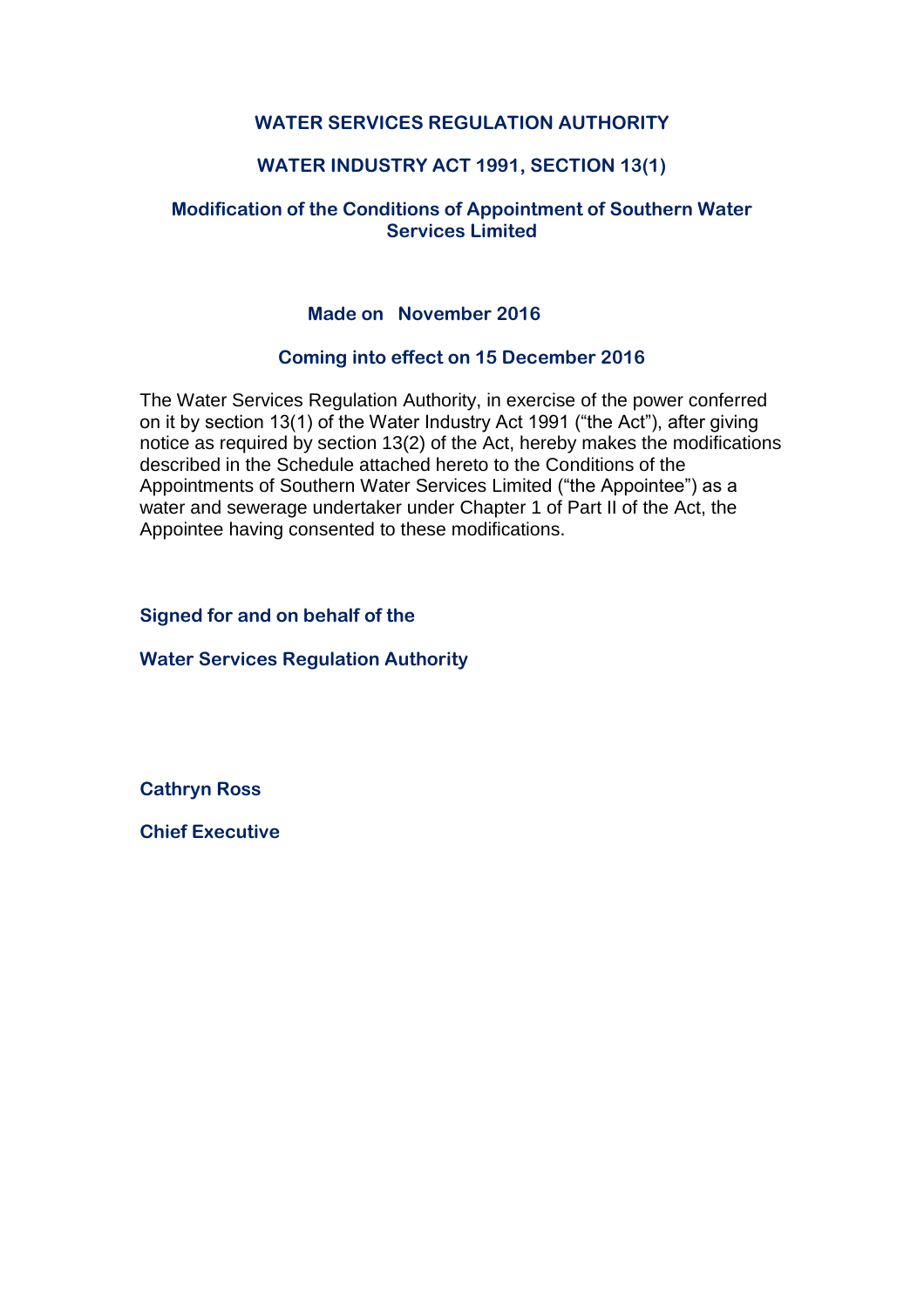**WATER SERVICES REGULATION AUTHORITY**

**WATER INDUSTRY ACT 1991, SECTION 13(1)**

**Modification of the Conditions of Appointment of Southern Water Services Limited**

**Made on November 2016**

**Coming into effect on 15 December 2016**

The Water Services Regulation Authority, in exercise of the power conferred on it by section 13(1) of the Water Industry Act 1991 ("the Act"), after giving notice as required by section 13(2) of the Act, hereby makes the modifications described in the Schedule attached hereto to the Conditions of the Appointments of Southern Water Services Limited ("the Appointee") as a water and sewerage undertaker under Chapter 1 of Part II of the Act, the Appointee having consented to these modifications.

**Signed for and on behalf of the**

**Water Services Regulation Authority**

**Cathryn Ross**

**Chief Executive**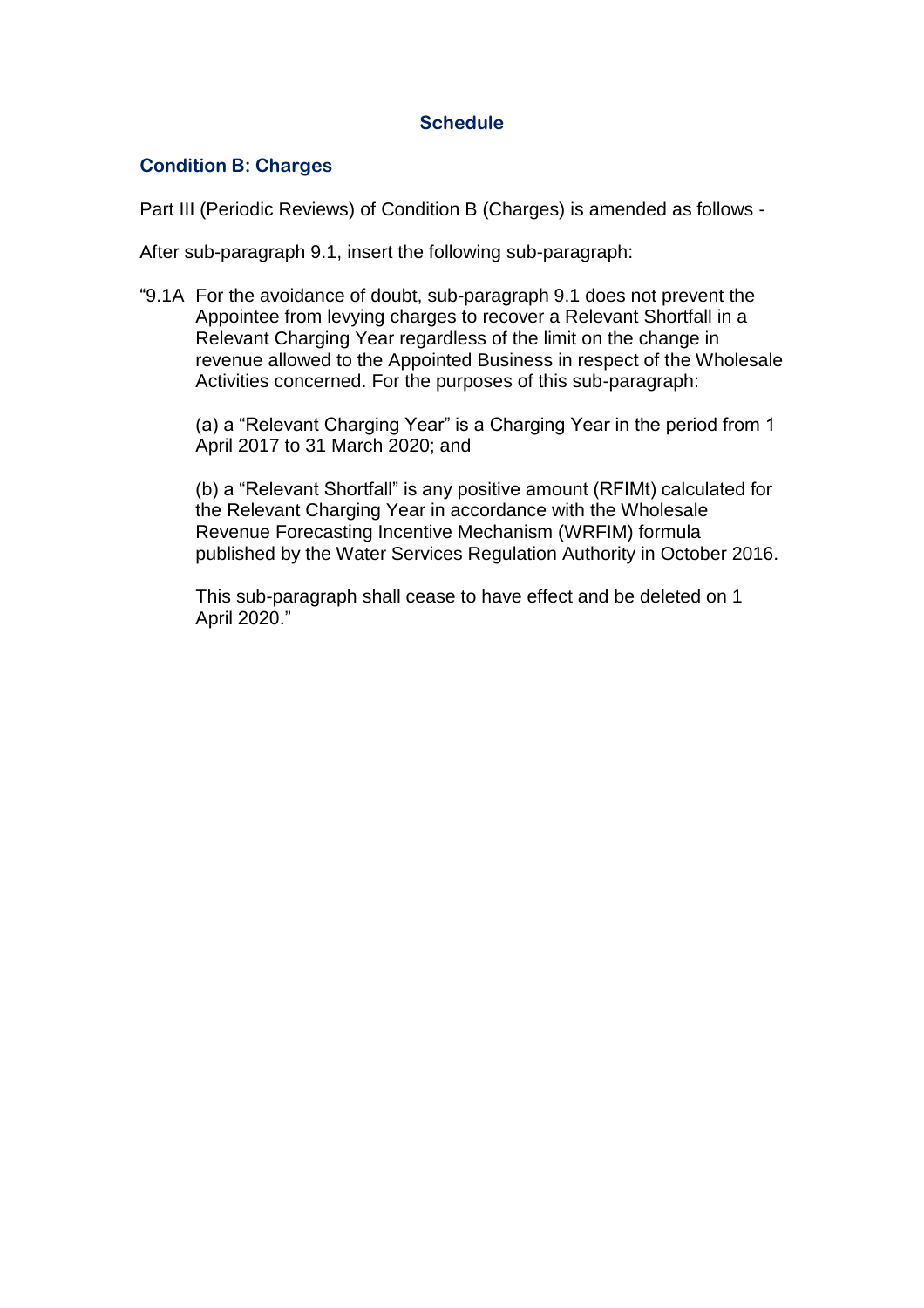## Schedule

### Condition B: Charges

Part III (Periodic Reviews) of Condition B (Charges) is amended as follows -

After sub-paragraph 9.1, insert the following sub-paragraph:

"9.1A For the avoidance of doubt, sub-paragraph 9.1 does not prevent the Appointee from levying charges to recover a Relevant Shortfall in a Relevant Charging Year regardless of the limit on the change in revenue allowed to the Appointed Business in respect of the Wholesale Activities concerned. For the purposes of this sub-paragraph:

(a) a "Relevant Charging Year" is a Charging Year in the period from 1 April 2017 to 31 March 2020; and

(b) a "Relevant Shortfall" is any positive amount (RFIMt) calculated for the Relevant Charging Year in accordance with the Wholesale Revenue Forecasting Incentive Mechanism (WRFIM) formula published by the Water Services Regulation Authority in October 2016.

This sub-paragraph shall cease to have effect and be deleted on 1 April 2020."